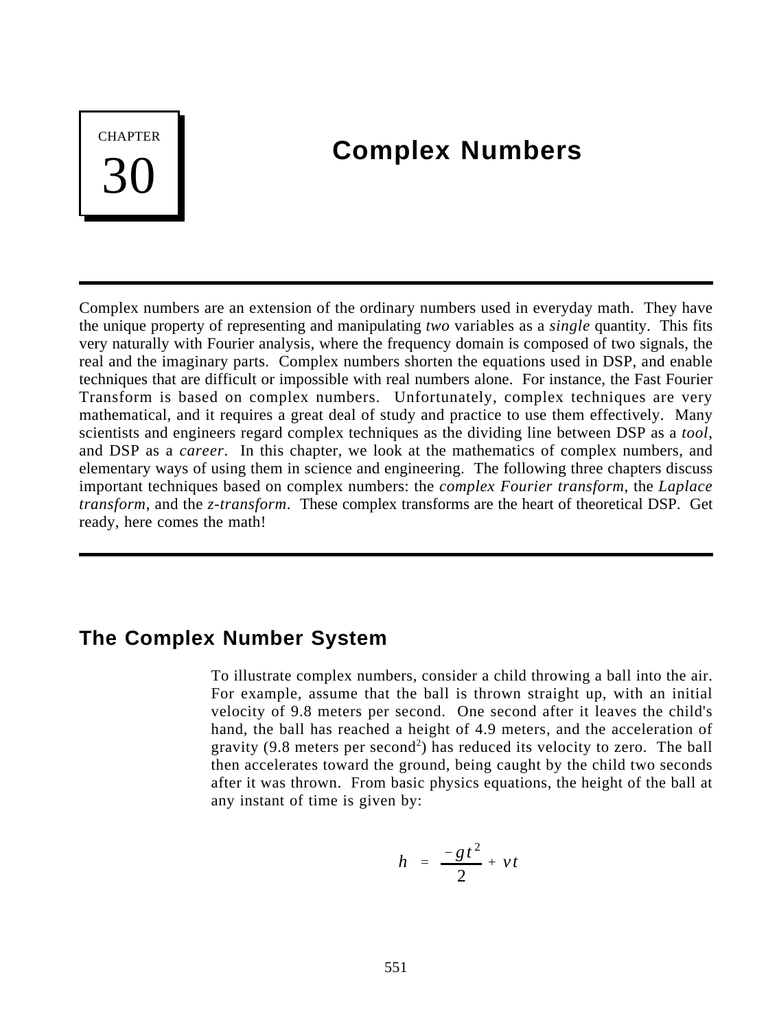# CHAPTER 30

# Complex Numbers

Complex numbers are an extension of the ordinary numbers used in everyday math. They have the unique property of representing and manipulating *two* variables as a *single* quantity. This fits very naturally with Fourier analysis, where the frequency domain is composed of two signals, the real and the imaginary parts. Complex numbers shorten the equations used in DSP, and enable techniques that are difficult or impossible with real numbers alone. For instance, the Fast Fourier Transform is based on complex numbers. Unfortunately, complex techniques are very mathematical, and it requires a great deal of study and practice to use them effectively. Many scientists and engineers regard complex techniques as the dividing line between DSP as a *tool*, and DSP as a *career*. In this chapter, we look at the mathematics of complex numbers, and elementary ways of using them in science and engineering. The following three chapters discuss important techniques based on complex numbers: the *complex Fourier transform*, the *Laplace transform*, and the *z-transform*. These complex transforms are the heart of theoretical DSP. Get ready, here comes the math!

## The Complex Number System

To illustrate complex numbers, consider a child throwing a ball into the air. For example, assume that the ball is thrown straight up, with an initial velocity of 9.8 meters per second. One second after it leaves the child's hand, the ball has reached a height of 4.9 meters, and the acceleration of gravity (9.8 meters per second$^2$) has reduced its velocity to zero. The ball then accelerates toward the ground, being caught by the child two seconds after it was thrown. From basic physics equations, the height of the ball at any instant of time is given by:

$$h = \frac{-gt^2}{2} + vt$$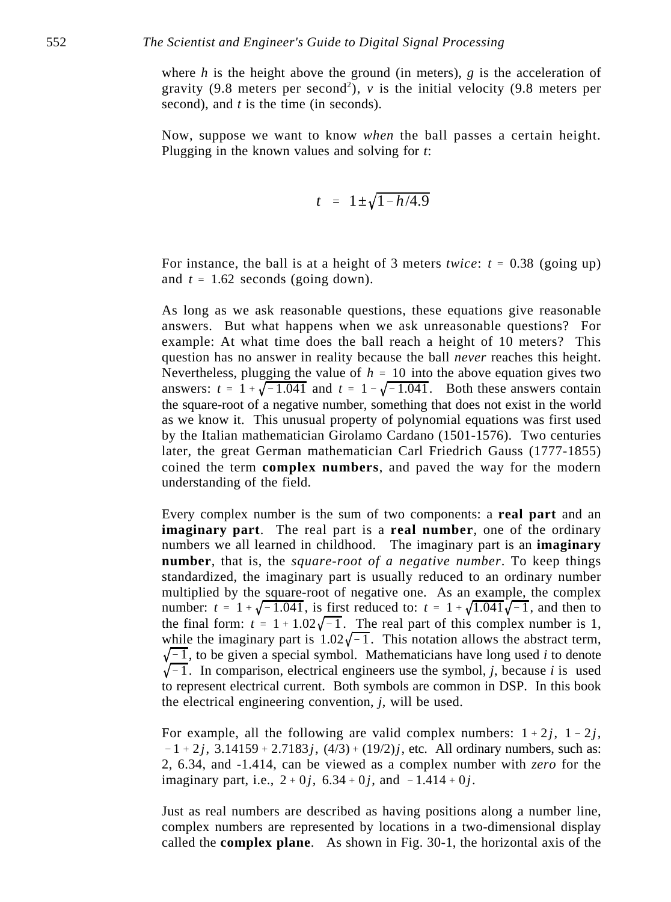where $h$ is the height above the ground (in meters), $g$ is the acceleration of gravity (9.8 meters per second$^2$), $v$ is the initial velocity (9.8 meters per second), and $t$ is the time (in seconds).

Now, suppose we want to know *when* the ball passes a certain height. Plugging in the known values and solving for $t$:

$$t = 1 \pm \sqrt{1 - h/4.9}$$

For instance, the ball is at a height of 3 meters *twice*: $t = 0.38$ (going up) and $t = 1.62$ seconds (going down).

As long as we ask reasonable questions, these equations give reasonable answers. But what happens when we ask unreasonable questions? For example: At what time does the ball reach a height of 10 meters? This question has no answer in reality because the ball *never* reaches this height. Nevertheless, plugging the value of $h = 10$ into the above equation gives two answers: $t = 1 + \sqrt{-1.041}$ and $t = 1 - \sqrt{-1.041}$. Both these answers contain the square-root of a negative number, something that does not exist in the world as we know it. This unusual property of polynomial equations was first used by the Italian mathematician Girolamo Cardano (1501-1576). Two centuries later, the great German mathematician Carl Friedrich Gauss (1777-1855) coined the term **complex numbers**, and paved the way for the modern understanding of the field.

Every complex number is the sum of two components: a **real part** and an **imaginary part**. The real part is a **real number**, one of the ordinary numbers we all learned in childhood. The imaginary part is an **imaginary number**, that is, the *square-root of a negative number*. To keep things standardized, the imaginary part is usually reduced to an ordinary number multiplied by the square-root of negative one. As an example, the complex number: $t = 1 + \sqrt{-1.041}$, is first reduced to: $t = 1 + \sqrt{1.041}\sqrt{-1}$, and then to the final form: $t = 1 + 1.02\sqrt{-1}$. The real part of this complex number is 1, while the imaginary part is $1.02\sqrt{-1}$. This notation allows the abstract term, $\sqrt{-1}$, to be given a special symbol. Mathematicians have long used $i$ to denote $\sqrt{-1}$. In comparison, electrical engineers use the symbol, $j$, because $i$ is used to represent electrical current. Both symbols are common in DSP. In this book the electrical engineering convention, $j$, will be used.

For example, all the following are valid complex numbers: $1 + 2j$, $1 - 2j$, $-1 + 2j$, $3.14159 + 2.7183j$, $(4/3) + (19/2)j$, etc. All ordinary numbers, such as: 2, 6.34, and -1.414, can be viewed as a complex number with *zero* for the imaginary part, i.e., $2 + 0j$, $6.34 + 0j$, and $-1.414 + 0j$.

Just as real numbers are described as having positions along a number line, complex numbers are represented by locations in a two-dimensional display called the **complex plane**. As shown in Fig. 30-1, the horizontal axis of the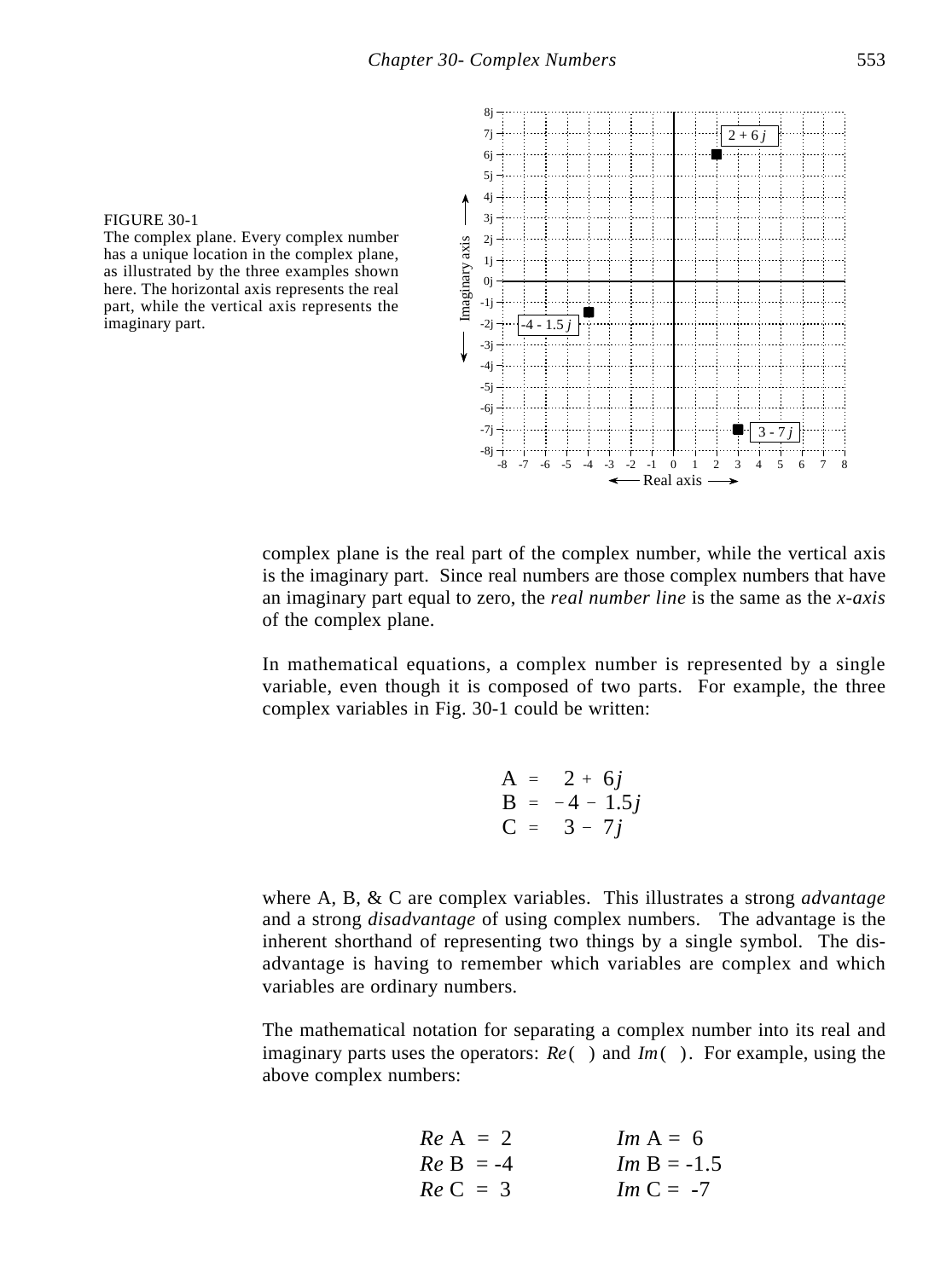FIGURE 30-1
The complex plane. Every complex number has a unique location in the complex plane, as illustrated by the three examples shown here. The horizontal axis represents the real part, while the vertical axis represents the imaginary part.

complex plane is the real part of the complex number, while the vertical axis is the imaginary part. Since real numbers are those complex numbers that have an imaginary part equal to zero, the *real number line* is the same as the *x-axis* of the complex plane.

In mathematical equations, a complex number is represented by a single variable, even though it is composed of two parts. For example, the three complex variables in Fig. 30-1 could be written:

$$
\begin{aligned}
\mathrm{A} &= \phantom{-}2 + 6j \\
\mathrm{B} &= -4 - 1.5j \\
\mathrm{C} &= \phantom{-}3 - 7j
\end{aligned}
$$

where A, B, & C are complex variables. This illustrates a strong *advantage* and a strong *disadvantage* of using complex numbers. The advantage is the inherent shorthand of representing two things by a single symbol. The disadvantage is having to remember which variables are complex and which variables are ordinary numbers.

The mathematical notation for separating a complex number into its real and imaginary parts uses the operators: $Re(\ )$ and $Im(\ )$. For example, using the above complex numbers:

$$
\begin{aligned}
&Re\,\mathrm{A} = 2 \qquad && Im\,\mathrm{A} = 6 \\
&Re\,\mathrm{B} = -4 \qquad && Im\,\mathrm{B} = -1.5 \\
&Re\,\mathrm{C} = 3 \qquad && Im\,\mathrm{C} = -7
\end{aligned}
$$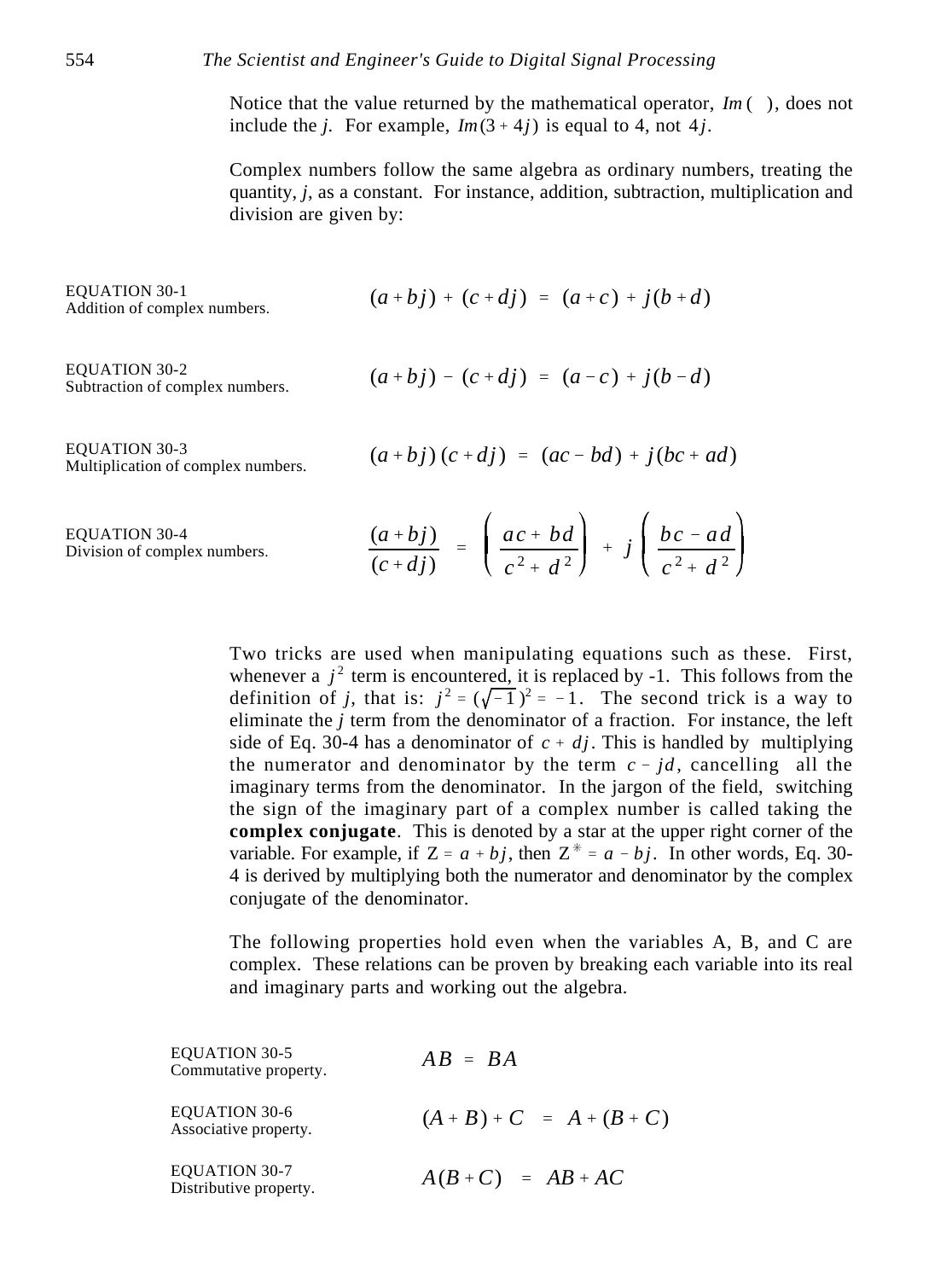Notice that the value returned by the mathematical operator, $Im(\;)$, does not include the *j*. For example, $Im(3 + 4j)$ is equal to 4, not $4j$.

Complex numbers follow the same algebra as ordinary numbers, treating the quantity, *j*, as a constant. For instance, addition, subtraction, multiplication and division are given by:

EQUATION 30-1
Addition of complex numbers.

$$(a + bj) + (c + dj) = (a + c) + j(b + d)$$

EQUATION 30-2
Subtraction of complex numbers.

$$(a + bj) - (c + dj) = (a - c) + j(b - d)$$

EQUATION 30-3
Multiplication of complex numbers.

$$(a + bj)(c + dj) = (ac - bd) + j(bc + ad)$$

EQUATION 30-4
Division of complex numbers.

$$\frac{(a + bj)}{(c + dj)} = \left( \frac{ac + bd}{c^2 + d^2} \right) + j \left( \frac{bc - ad}{c^2 + d^2} \right)$$

Two tricks are used when manipulating equations such as these. First, whenever a $j^2$ term is encountered, it is replaced by -1. This follows from the definition of *j*, that is: $j^2 = (\sqrt{-1})^2 = -1$. The second trick is a way to eliminate the *j* term from the denominator of a fraction. For instance, the left side of Eq. 30-4 has a denominator of $c + dj$. This is handled by multiplying the numerator and denominator by the term $c - jd$, cancelling all the imaginary terms from the denominator. In the jargon of the field, switching the sign of the imaginary part of a complex number is called taking the **complex conjugate**. This is denoted by a star at the upper right corner of the variable. For example, if $Z = a + bj$, then $Z^* = a - bj$. In other words, Eq. 30-4 is derived by multiplying both the numerator and denominator by the complex conjugate of the denominator.

The following properties hold even when the variables A, B, and C are complex. These relations can be proven by breaking each variable into its real and imaginary parts and working out the algebra.

EQUATION 30-5
Commutative property.

$$AB = BA$$

EQUATION 30-6
Associative property.

$$(A + B) + C = A + (B + C)$$

EQUATION 30-7
Distributive property.

$$A(B + C) = AB + AC$$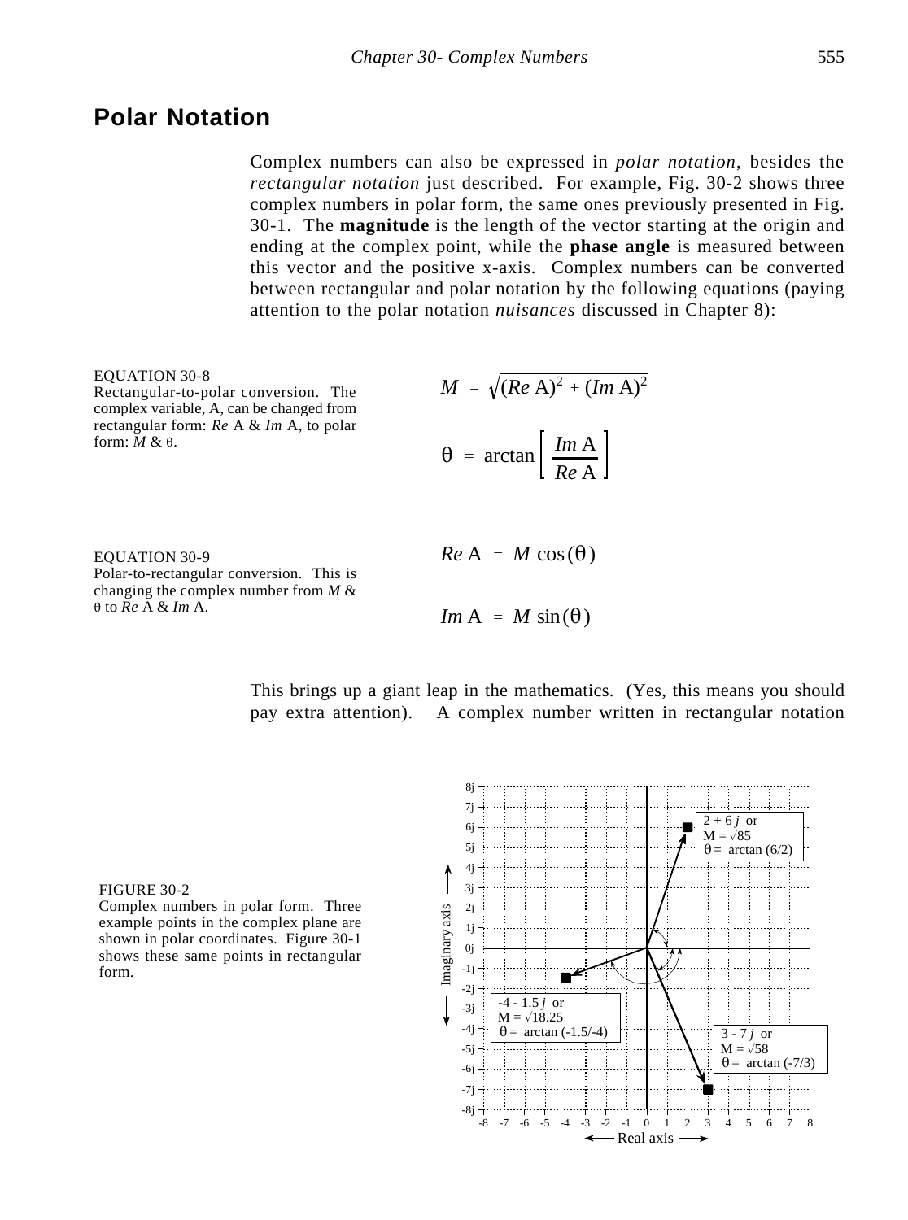## Polar Notation

Complex numbers can also be expressed in *polar notation*, besides the *rectangular notation* just described. For example, Fig. 30-2 shows three complex numbers in polar form, the same ones previously presented in Fig. 30-1. The **magnitude** is the length of the vector starting at the origin and ending at the complex point, while the **phase angle** is measured between this vector and the positive x-axis. Complex numbers can be converted between rectangular and polar notation by the following equations (paying attention to the polar notation *nuisances* discussed in Chapter 8):

EQUATION 30-8
Rectangular-to-polar conversion. The complex variable, A, can be changed from rectangular form: *Re* A & *Im* A, to polar form: $M$ & $\theta$.

$$M = \sqrt{(Re\,A)^2 + (Im\,A)^2}$$

$$\theta = \arctan\left[\frac{Im\,A}{Re\,A}\right]$$

EQUATION 30-9
Polar-to-rectangular conversion. This is changing the complex number from $M$ & $\theta$ to *Re* A & *Im* A.

$$Re\,A = M\cos(\theta)$$

$$Im\,A = M\sin(\theta)$$

This brings up a giant leap in the mathematics. (Yes, this means you should pay extra attention). A complex number written in rectangular notation

FIGURE 30-2
Complex numbers in polar form. Three example points in the complex plane are shown in polar coordinates. Figure 30-1 shows these same points in rectangular form.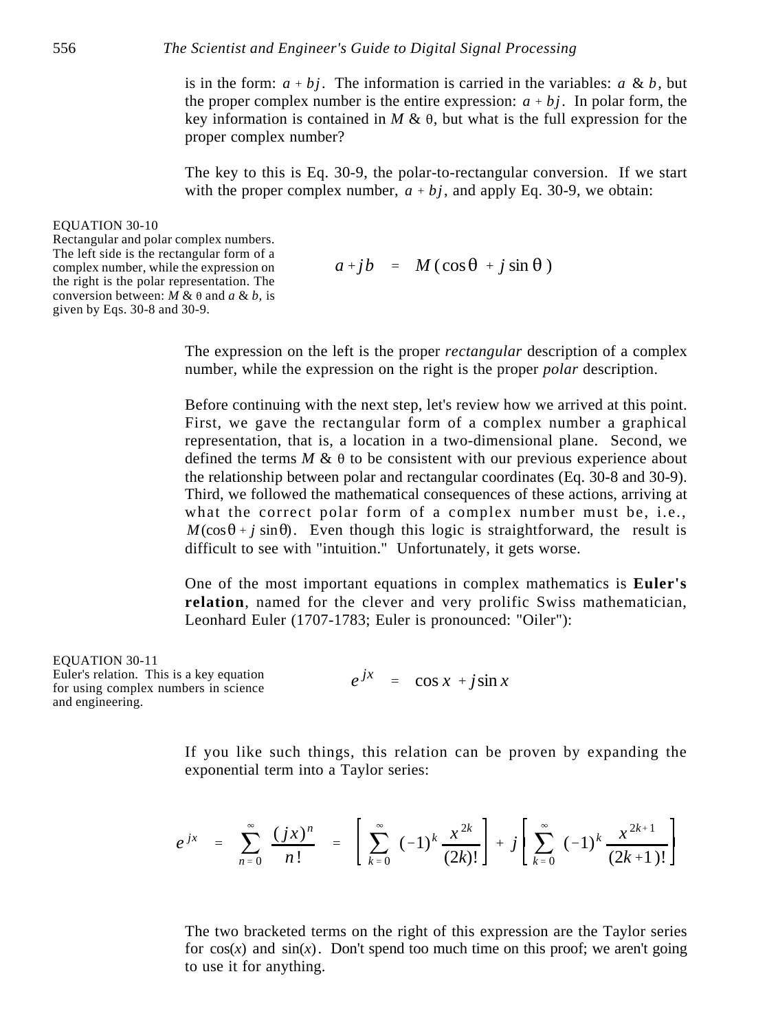is in the form: $a + bj$. The information is carried in the variables: $a$ & $b$, but the proper complex number is the entire expression: $a + bj$. In polar form, the key information is contained in $M$ & $\theta$, but what is the full expression for the proper complex number?

The key to this is Eq. 30-9, the polar-to-rectangular conversion. If we start with the proper complex number, $a + bj$, and apply Eq. 30-9, we obtain:

EQUATION 30-10
Rectangular and polar complex numbers. The left side is the rectangular form of a complex number, while the expression on the right is the polar representation. The conversion between: $M$ & $\theta$ and $a$ & $b$, is given by Eqs. 30-8 and 30-9.

$$a + jb \quad = \quad M\,(\cos\theta \; + \; j\sin\theta\,)$$

The expression on the left is the proper *rectangular* description of a complex number, while the expression on the right is the proper *polar* description.

Before continuing with the next step, let's review how we arrived at this point. First, we gave the rectangular form of a complex number a graphical representation, that is, a location in a two-dimensional plane. Second, we defined the terms $M$ & $\theta$ to be consistent with our previous experience about the relationship between polar and rectangular coordinates (Eq. 30-8 and 30-9). Third, we followed the mathematical consequences of these actions, arriving at what the correct polar form of a complex number must be, i.e., $M(\cos\theta + j\sin\theta)$. Even though this logic is straightforward, the result is difficult to see with "intuition." Unfortunately, it gets worse.

One of the most important equations in complex mathematics is **Euler's relation**, named for the clever and very prolific Swiss mathematician, Leonhard Euler (1707-1783; Euler is pronounced: "Oiler"):

EQUATION 30-11
Euler's relation. This is a key equation for using complex numbers in science and engineering.

$$e^{jx} \quad = \quad \cos x \; + j\sin x$$

If you like such things, this relation can be proven by expanding the exponential term into a Taylor series:

$$e^{jx} \quad = \quad \sum_{n=0}^{\infty} \frac{(jx)^n}{n!} \quad = \quad \left[\, \sum_{k=0}^{\infty} (-1)^k \frac{x^{2k}}{(2k)!} \right] + \; j \left[\, \sum_{k=0}^{\infty} (-1)^k \frac{x^{2k+1}}{(2k+1)!} \right]$$

The two bracketed terms on the right of this expression are the Taylor series for $\cos(x)$ and $\sin(x)$. Don't spend too much time on this proof; we aren't going to use it for anything.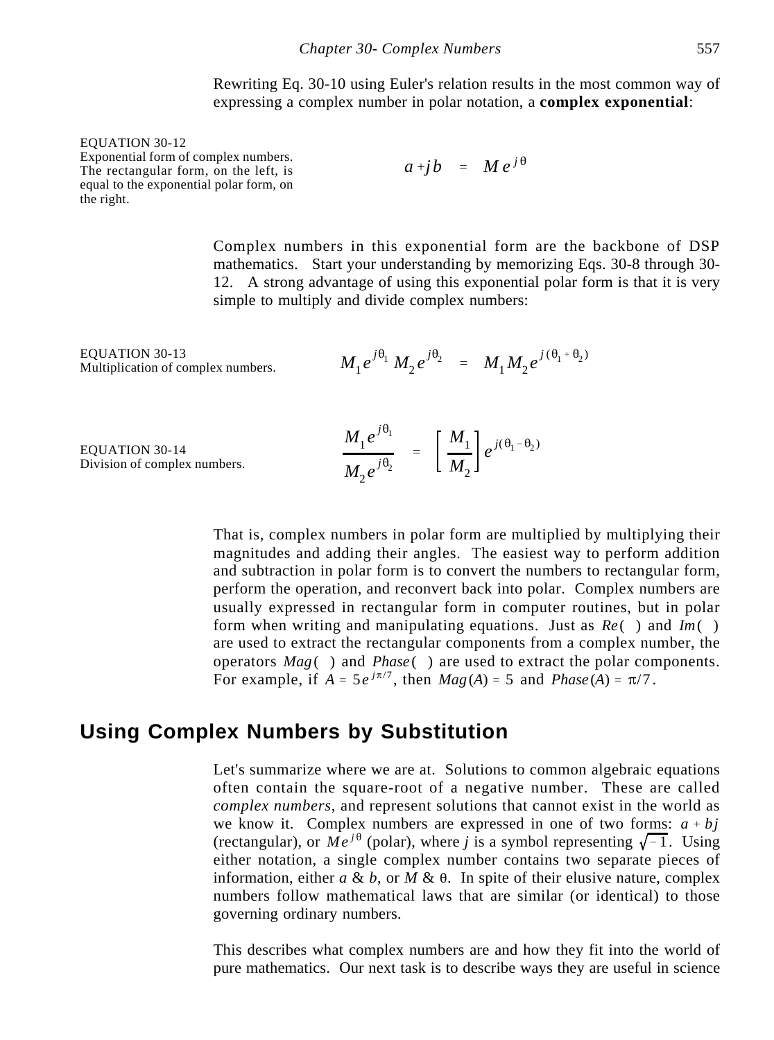Rewriting Eq. 30-10 using Euler's relation results in the most common way of expressing a complex number in polar notation, a **complex exponential**:

EQUATION 30-12
Exponential form of complex numbers. The rectangular form, on the left, is equal to the exponential polar form, on the right.

$$a + jb = M e^{j\theta}$$

Complex numbers in this exponential form are the backbone of DSP mathematics. Start your understanding by memorizing Eqs. 30-8 through 30-12. A strong advantage of using this exponential polar form is that it is very simple to multiply and divide complex numbers:

EQUATION 30-13
Multiplication of complex numbers.

$$M_1 e^{j\theta_1} \, M_2 e^{j\theta_2} = M_1 M_2 e^{j(\theta_1 + \theta_2)}$$

EQUATION 30-14
Division of complex numbers.

$$\frac{M_1 e^{j\theta_1}}{M_2 e^{j\theta_2}} = \left[ \frac{M_1}{M_2} \right] e^{j(\theta_1 - \theta_2)}$$

That is, complex numbers in polar form are multiplied by multiplying their magnitudes and adding their angles. The easiest way to perform addition and subtraction in polar form is to convert the numbers to rectangular form, perform the operation, and reconvert back into polar. Complex numbers are usually expressed in rectangular form in computer routines, but in polar form when writing and manipulating equations. Just as $Re(\;)$ and $Im(\;)$ are used to extract the rectangular components from a complex number, the operators $Mag(\;)$ and $Phase(\;)$ are used to extract the polar components. For example, if $A = 5e^{j\pi/7}$, then $Mag(A) = 5$ and $Phase(A) = \pi/7$.

## Using Complex Numbers by Substitution

Let's summarize where we are at. Solutions to common algebraic equations often contain the square-root of a negative number. These are called *complex numbers*, and represent solutions that cannot exist in the world as we know it. Complex numbers are expressed in one of two forms: $a + bj$ (rectangular), or $Me^{j\theta}$ (polar), where *j* is a symbol representing $\sqrt{-1}$. Using either notation, a single complex number contains two separate pieces of information, either $a$ & $b$, or $M$ & $\theta$. In spite of their elusive nature, complex numbers follow mathematical laws that are similar (or identical) to those governing ordinary numbers.

This describes what complex numbers are and how they fit into the world of pure mathematics. Our next task is to describe ways they are useful in science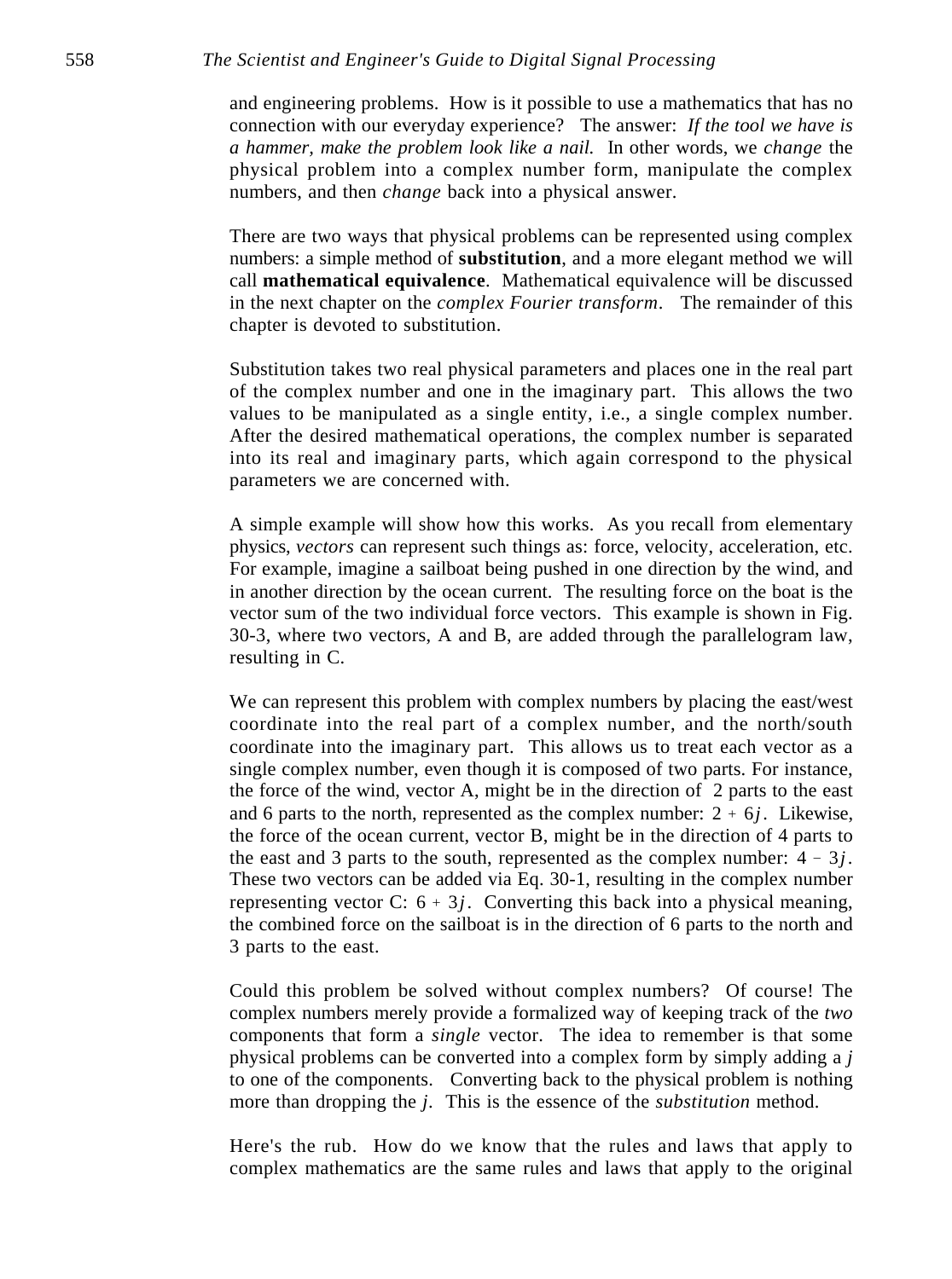and engineering problems. How is it possible to use a mathematics that has no connection with our everyday experience? The answer: *If the tool we have is a hammer, make the problem look like a nail.* In other words, we *change* the physical problem into a complex number form, manipulate the complex numbers, and then *change* back into a physical answer.

There are two ways that physical problems can be represented using complex numbers: a simple method of **substitution**, and a more elegant method we will call **mathematical equivalence**. Mathematical equivalence will be discussed in the next chapter on the *complex Fourier transform*. The remainder of this chapter is devoted to substitution.

Substitution takes two real physical parameters and places one in the real part of the complex number and one in the imaginary part. This allows the two values to be manipulated as a single entity, i.e., a single complex number. After the desired mathematical operations, the complex number is separated into its real and imaginary parts, which again correspond to the physical parameters we are concerned with.

A simple example will show how this works. As you recall from elementary physics, *vectors* can represent such things as: force, velocity, acceleration, etc. For example, imagine a sailboat being pushed in one direction by the wind, and in another direction by the ocean current. The resulting force on the boat is the vector sum of the two individual force vectors. This example is shown in Fig. 30-3, where two vectors, A and B, are added through the parallelogram law, resulting in C.

We can represent this problem with complex numbers by placing the east/west coordinate into the real part of a complex number, and the north/south coordinate into the imaginary part. This allows us to treat each vector as a single complex number, even though it is composed of two parts. For instance, the force of the wind, vector A, might be in the direction of 2 parts to the east and 6 parts to the north, represented as the complex number: $2 + 6j$. Likewise, the force of the ocean current, vector B, might be in the direction of 4 parts to the east and 3 parts to the south, represented as the complex number: $4 - 3j$. These two vectors can be added via Eq. 30-1, resulting in the complex number representing vector C: $6 + 3j$. Converting this back into a physical meaning, the combined force on the sailboat is in the direction of 6 parts to the north and 3 parts to the east.

Could this problem be solved without complex numbers? Of course! The complex numbers merely provide a formalized way of keeping track of the *two* components that form a *single* vector. The idea to remember is that some physical problems can be converted into a complex form by simply adding a $j$ to one of the components. Converting back to the physical problem is nothing more than dropping the $j$. This is the essence of the *substitution* method.

Here's the rub. How do we know that the rules and laws that apply to complex mathematics are the same rules and laws that apply to the original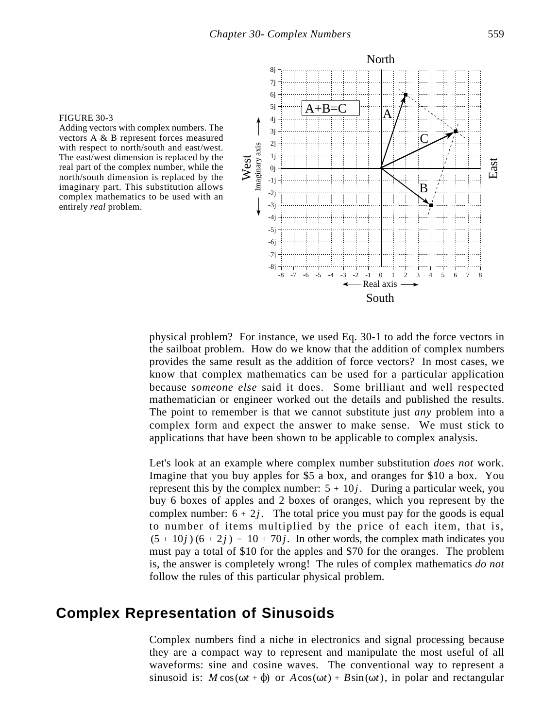FIGURE 30-3
Adding vectors with complex numbers. The vectors A & B represent forces measured with respect to north/south and east/west. The east/west dimension is replaced by the real part of the complex number, while the north/south dimension is replaced by the imaginary part. This substitution allows complex mathematics to be used with an entirely *real* problem.

physical problem? For instance, we used Eq. 30-1 to add the force vectors in the sailboat problem. How do we know that the addition of complex numbers provides the same result as the addition of force vectors? In most cases, we know that complex mathematics can be used for a particular application because *someone else* said it does. Some brilliant and well respected mathematician or engineer worked out the details and published the results. The point to remember is that we cannot substitute just *any* problem into a complex form and expect the answer to make sense. We must stick to applications that have been shown to be applicable to complex analysis.

Let's look at an example where complex number substitution *does not* work. Imagine that you buy apples for \$5 a box, and oranges for \$10 a box. You represent this by the complex number: $5 + 10j$. During a particular week, you buy 6 boxes of apples and 2 boxes of oranges, which you represent by the complex number: $6 + 2j$. The total price you must pay for the goods is equal to number of items multiplied by the price of each item, that is, $(5 + 10j)(6 + 2j) = 10 + 70j$. In other words, the complex math indicates you must pay a total of \$10 for the apples and \$70 for the oranges. The problem is, the answer is completely wrong! The rules of complex mathematics *do not* follow the rules of this particular physical problem.

## Complex Representation of Sinusoids

Complex numbers find a niche in electronics and signal processing because they are a compact way to represent and manipulate the most useful of all waveforms: sine and cosine waves. The conventional way to represent a sinusoid is: $M\cos(\omega t + \phi)$ or $A\cos(\omega t) + B\sin(\omega t)$, in polar and rectangular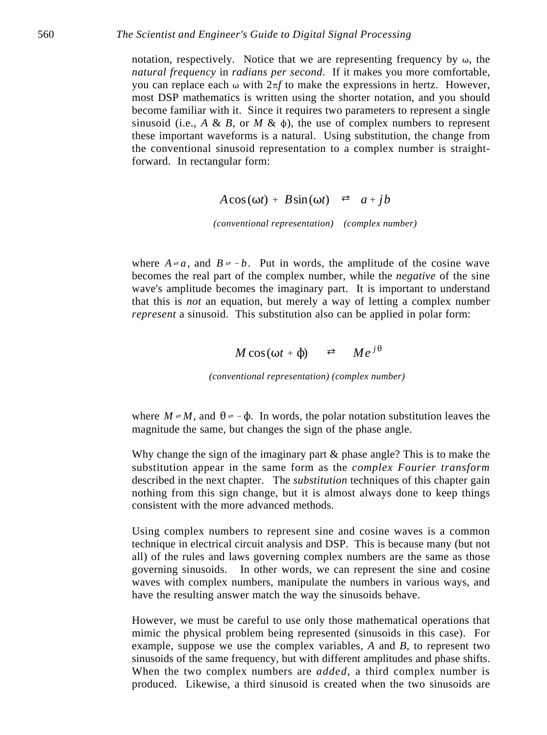notation, respectively. Notice that we are representing frequency by $\omega$, the *natural frequency* in *radians per second*. If it makes you more comfortable, you can replace each $\omega$ with $2\pi f$ to make the expressions in hertz. However, most DSP mathematics is written using the shorter notation, and you should become familiar with it. Since it requires two parameters to represent a single sinusoid (i.e., $A$ & $B$, or $M$ & $\phi$), the use of complex numbers to represent these important waveforms is a natural. Using substitution, the change from the conventional sinusoid representation to a complex number is straightforward. In rectangular form:

$$A\cos(\omega t) + B\sin(\omega t) \quad \rightleftarrows \quad a + jb$$

*(conventional representation)* *(complex number)*

where $A \rightleftarrows a$, and $B \rightleftarrows -b$. Put in words, the amplitude of the cosine wave becomes the real part of the complex number, while the *negative* of the sine wave's amplitude becomes the imaginary part. It is important to understand that this is *not* an equation, but merely a way of letting a complex number *represent* a sinusoid. This substitution also can be applied in polar form:

$$M\cos(\omega t + \phi) \quad \rightleftarrows \quad Me^{j\theta}$$

*(conventional representation)* *(complex number)*

where $M \rightleftarrows M$, and $\theta \rightleftarrows -\phi$. In words, the polar notation substitution leaves the magnitude the same, but changes the sign of the phase angle.

Why change the sign of the imaginary part & phase angle? This is to make the substitution appear in the same form as the *complex Fourier transform* described in the next chapter. The *substitution* techniques of this chapter gain nothing from this sign change, but it is almost always done to keep things consistent with the more advanced methods.

Using complex numbers to represent sine and cosine waves is a common technique in electrical circuit analysis and DSP. This is because many (but not all) of the rules and laws governing complex numbers are the same as those governing sinusoids. In other words, we can represent the sine and cosine waves with complex numbers, manipulate the numbers in various ways, and have the resulting answer match the way the sinusoids behave.

However, we must be careful to use only those mathematical operations that mimic the physical problem being represented (sinusoids in this case). For example, suppose we use the complex variables, $A$ and $B$, to represent two sinusoids of the same frequency, but with different amplitudes and phase shifts. When the two complex numbers are *added*, a third complex number is produced. Likewise, a third sinusoid is created when the two sinusoids are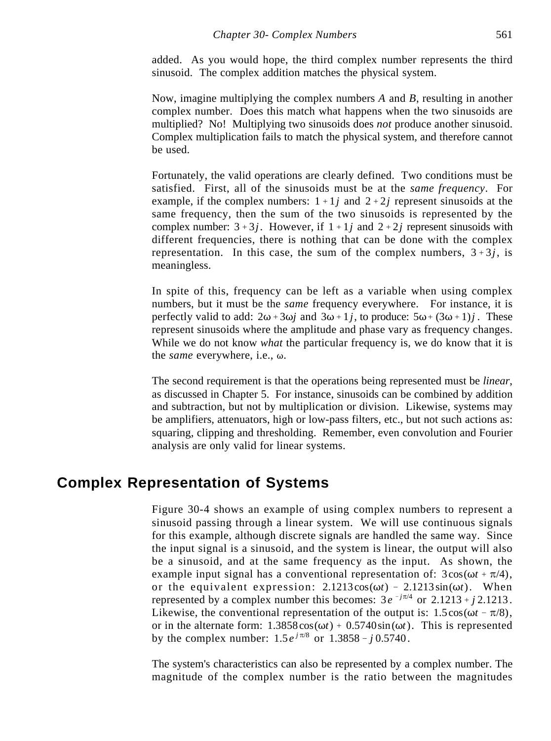added. As you would hope, the third complex number represents the third sinusoid. The complex addition matches the physical system.

Now, imagine multiplying the complex numbers *A* and *B*, resulting in another complex number. Does this match what happens when the two sinusoids are multiplied? No! Multiplying two sinusoids does *not* produce another sinusoid. Complex multiplication fails to match the physical system, and therefore cannot be used.

Fortunately, the valid operations are clearly defined. Two conditions must be satisfied. First, all of the sinusoids must be at the *same frequency*. For example, if the complex numbers: $1 + 1j$ and $2 + 2j$ represent sinusoids at the same frequency, then the sum of the two sinusoids is represented by the complex number: $3 + 3j$. However, if $1 + 1j$ and $2 + 2j$ represent sinusoids with different frequencies, there is nothing that can be done with the complex representation. In this case, the sum of the complex numbers, $3 + 3j$, is meaningless.

In spite of this, frequency can be left as a variable when using complex numbers, but it must be the *same* frequency everywhere. For instance, it is perfectly valid to add: $2\omega + 3\omega j$ and $3\omega + 1j$, to produce: $5\omega + (3\omega + 1)j$. These represent sinusoids where the amplitude and phase vary as frequency changes. While we do not know *what* the particular frequency is, we do know that it is the *same* everywhere, i.e., $\omega$.

The second requirement is that the operations being represented must be *linear*, as discussed in Chapter 5. For instance, sinusoids can be combined by addition and subtraction, but not by multiplication or division. Likewise, systems may be amplifiers, attenuators, high or low-pass filters, etc., but not such actions as: squaring, clipping and thresholding. Remember, even convolution and Fourier analysis are only valid for linear systems.

## Complex Representation of Systems

Figure 30-4 shows an example of using complex numbers to represent a sinusoid passing through a linear system. We will use continuous signals for this example, although discrete signals are handled the same way. Since the input signal is a sinusoid, and the system is linear, the output will also be a sinusoid, and at the same frequency as the input. As shown, the example input signal has a conventional representation of: $3\cos(\omega t + \pi/4)$, or the equivalent expression: $2.1213\cos(\omega t) - 2.1213\sin(\omega t)$. When represented by a complex number this becomes: $3e^{-j\pi/4}$ or $2.1213 + j\,2.1213$. Likewise, the conventional representation of the output is: $1.5\cos(\omega t - \pi/8)$, or in the alternate form: $1.3858\cos(\omega t) + 0.5740\sin(\omega t)$. This is represented by the complex number: $1.5e^{j\pi/8}$ or $1.3858 - j\,0.5740$.

The system's characteristics can also be represented by a complex number. The magnitude of the complex number is the ratio between the magnitudes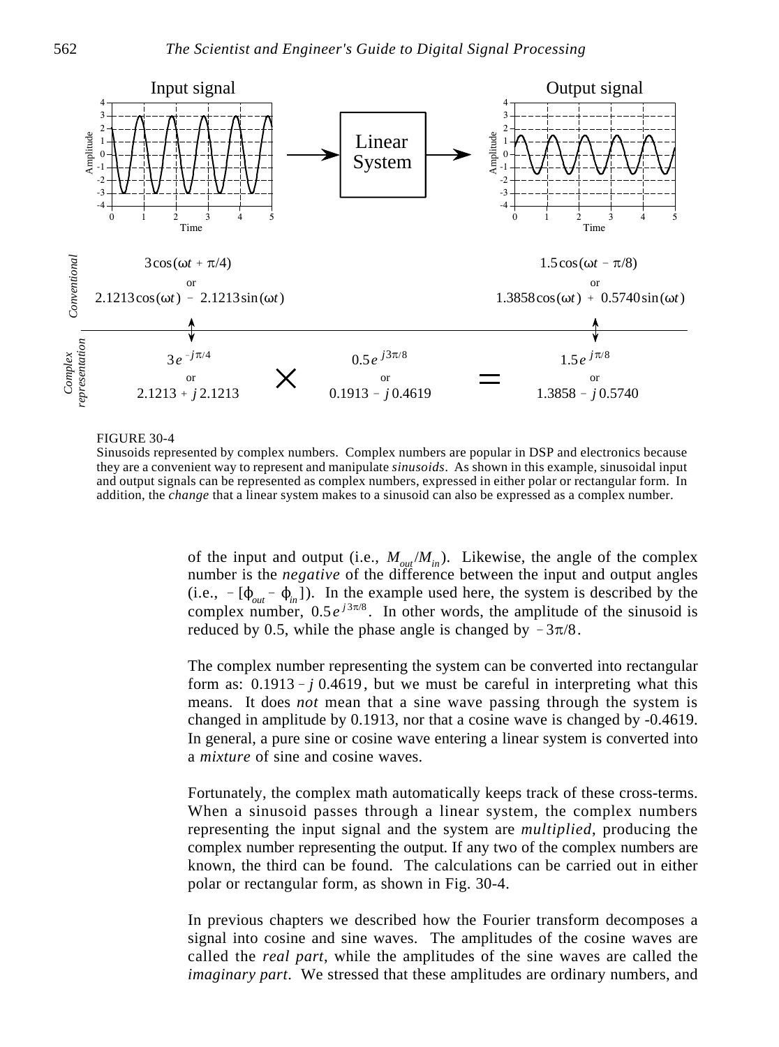Input signal

Output signal

Linear System

Conventional: $3\cos(\omega t + \pi/4)$ or $2.1213\cos(\omega t) - 2.1213\sin(\omega t)$ → $1.5\cos(\omega t - \pi/8)$ or $1.3858\cos(\omega t) + 0.5740\sin(\omega t)$

Complex representation: $3e^{-j\pi/4}$ or $2.1213 + j\,2.1213$ $\times$ $0.5e^{j3\pi/8}$ or $0.1913 - j\,0.4619$ $=$ $1.5e^{j\pi/8}$ or $1.3858 - j\,0.5740$

FIGURE 30-4
Sinusoids represented by complex numbers. Complex numbers are popular in DSP and electronics because they are a convenient way to represent and manipulate *sinusoids*. As shown in this example, sinusoidal input and output signals can be represented as complex numbers, expressed in either polar or rectangular form. In addition, the *change* that a linear system makes to a sinusoid can also be expressed as a complex number.

of the input and output (i.e., $M_{out}/M_{in}$). Likewise, the angle of the complex number is the *negative* of the difference between the input and output angles (i.e., $-[\phi_{out} - \phi_{in}]$). In the example used here, the system is described by the complex number, $0.5e^{j3\pi/8}$. In other words, the amplitude of the sinusoid is reduced by 0.5, while the phase angle is changed by $-3\pi/8$.

The complex number representing the system can be converted into rectangular form as: $0.1913 - j\,0.4619$, but we must be careful in interpreting what this means. It does *not* mean that a sine wave passing through the system is changed in amplitude by 0.1913, nor that a cosine wave is changed by -0.4619. In general, a pure sine or cosine wave entering a linear system is converted into a *mixture* of sine and cosine waves.

Fortunately, the complex math automatically keeps track of these cross-terms. When a sinusoid passes through a linear system, the complex numbers representing the input signal and the system are *multiplied*, producing the complex number representing the output. If any two of the complex numbers are known, the third can be found. The calculations can be carried out in either polar or rectangular form, as shown in Fig. 30-4.

In previous chapters we described how the Fourier transform decomposes a signal into cosine and sine waves. The amplitudes of the cosine waves are called the *real part*, while the amplitudes of the sine waves are called the *imaginary part*. We stressed that these amplitudes are ordinary numbers, and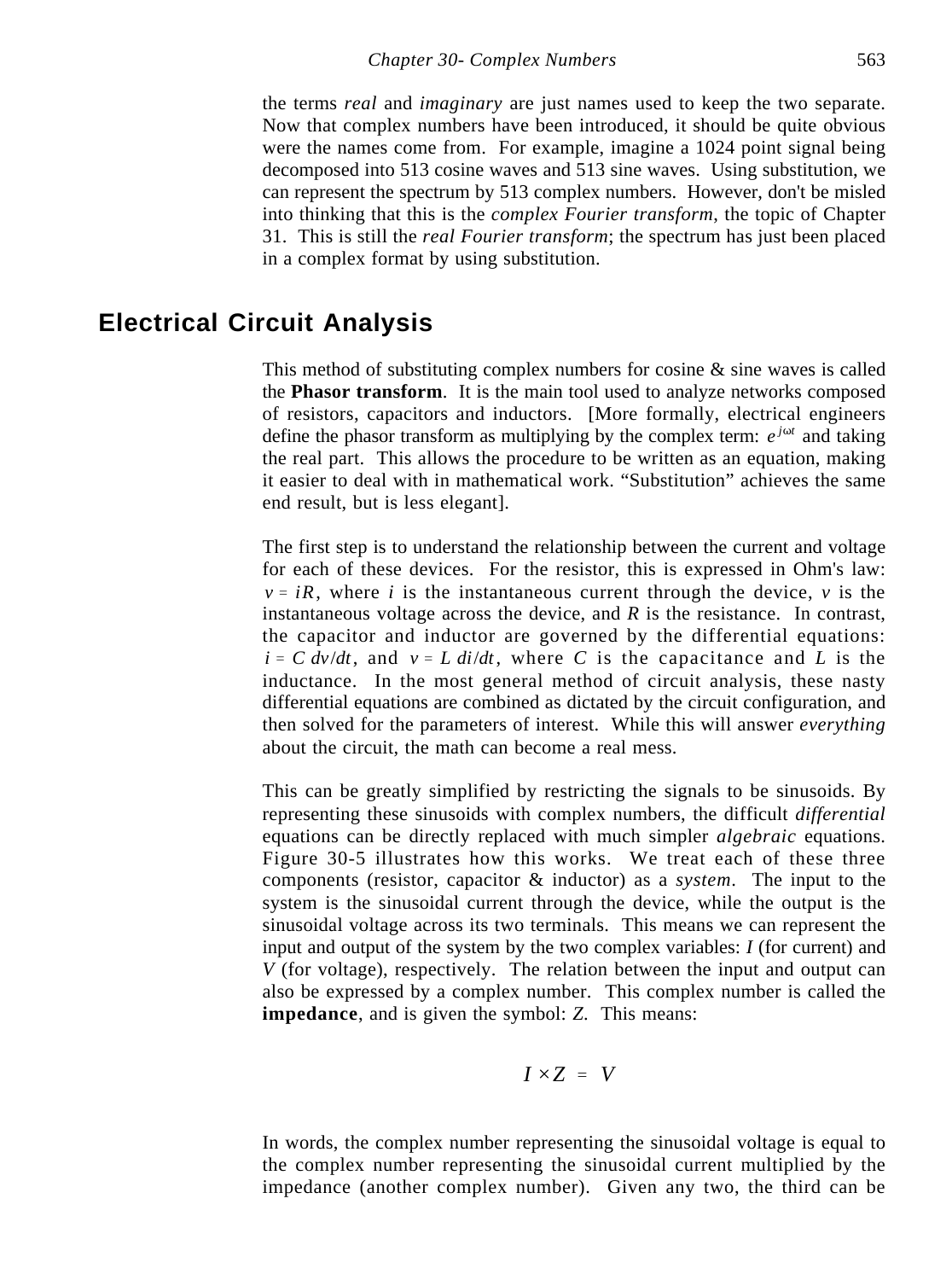the terms *real* and *imaginary* are just names used to keep the two separate. Now that complex numbers have been introduced, it should be quite obvious were the names come from. For example, imagine a 1024 point signal being decomposed into 513 cosine waves and 513 sine waves. Using substitution, we can represent the spectrum by 513 complex numbers. However, don't be misled into thinking that this is the *complex Fourier transform*, the topic of Chapter 31. This is still the *real Fourier transform*; the spectrum has just been placed in a complex format by using substitution.

## Electrical Circuit Analysis

This method of substituting complex numbers for cosine & sine waves is called the **Phasor transform**. It is the main tool used to analyze networks composed of resistors, capacitors and inductors. [More formally, electrical engineers define the phasor transform as multiplying by the complex term: $e^{j\omega t}$ and taking the real part. This allows the procedure to be written as an equation, making it easier to deal with in mathematical work. "Substitution" achieves the same end result, but is less elegant].

The first step is to understand the relationship between the current and voltage for each of these devices. For the resistor, this is expressed in Ohm's law: $v = iR$, where $i$ is the instantaneous current through the device, $v$ is the instantaneous voltage across the device, and $R$ is the resistance. In contrast, the capacitor and inductor are governed by the differential equations: $i = C\, dv/dt$, and $v = L\, di/dt$, where $C$ is the capacitance and $L$ is the inductance. In the most general method of circuit analysis, these nasty differential equations are combined as dictated by the circuit configuration, and then solved for the parameters of interest. While this will answer *everything* about the circuit, the math can become a real mess.

This can be greatly simplified by restricting the signals to be sinusoids. By representing these sinusoids with complex numbers, the difficult *differential* equations can be directly replaced with much simpler *algebraic* equations. Figure 30-5 illustrates how this works. We treat each of these three components (resistor, capacitor & inductor) as a *system*. The input to the system is the sinusoidal current through the device, while the output is the sinusoidal voltage across its two terminals. This means we can represent the input and output of the system by the two complex variables: $I$ (for current) and $V$ (for voltage), respectively. The relation between the input and output can also be expressed by a complex number. This complex number is called the **impedance**, and is given the symbol: $Z$. This means:

$$I \times Z = V$$

In words, the complex number representing the sinusoidal voltage is equal to the complex number representing the sinusoidal current multiplied by the impedance (another complex number). Given any two, the third can be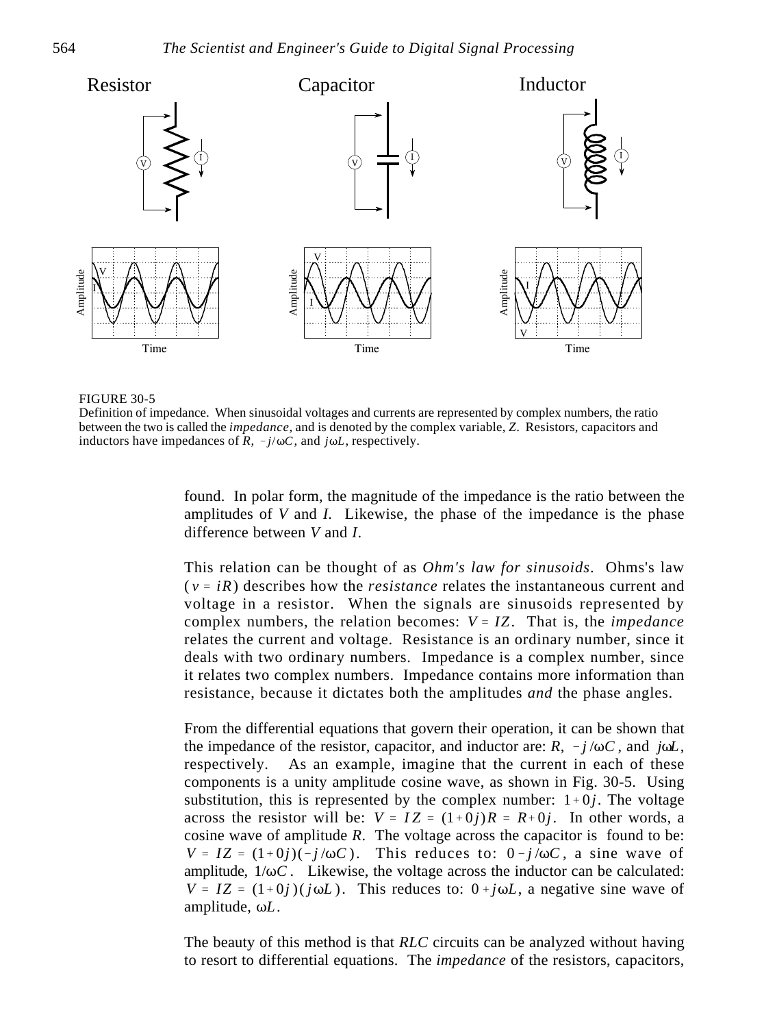Resistor Capacitor Inductor

FIGURE 30-5
Definition of impedance. When sinusoidal voltages and currents are represented by complex numbers, the ratio between the two is called the *impedance*, and is denoted by the complex variable, *Z*. Resistors, capacitors and inductors have impedances of $R$, $-j/\omega C$, and $j\omega L$, respectively.

found. In polar form, the magnitude of the impedance is the ratio between the amplitudes of *V* and *I*. Likewise, the phase of the impedance is the phase difference between *V* and *I*.

This relation can be thought of as *Ohm's law for sinusoids*. Ohms's law ($v = iR$) describes how the *resistance* relates the instantaneous current and voltage in a resistor. When the signals are sinusoids represented by complex numbers, the relation becomes: $V = IZ$. That is, the *impedance* relates the current and voltage. Resistance is an ordinary number, since it deals with two ordinary numbers. Impedance is a complex number, since it relates two complex numbers. Impedance contains more information than resistance, because it dictates both the amplitudes *and* the phase angles.

From the differential equations that govern their operation, it can be shown that the impedance of the resistor, capacitor, and inductor are: $R$, $-j/\omega C$, and $j\omega L$, respectively. As an example, imagine that the current in each of these components is a unity amplitude cosine wave, as shown in Fig. 30-5. Using substitution, this is represented by the complex number: $1+0j$. The voltage across the resistor will be: $V = IZ = (1+0j)R = R+0j$. In other words, a cosine wave of amplitude $R$. The voltage across the capacitor is found to be: $V = IZ = (1+0j)(-j/\omega C)$. This reduces to: $0-j/\omega C$, a sine wave of amplitude, $1/\omega C$. Likewise, the voltage across the inductor can be calculated: $V = IZ = (1+0j)(j\omega L)$. This reduces to: $0+j\omega L$, a negative sine wave of amplitude, $\omega L$.

The beauty of this method is that *RLC* circuits can be analyzed without having to resort to differential equations. The *impedance* of the resistors, capacitors,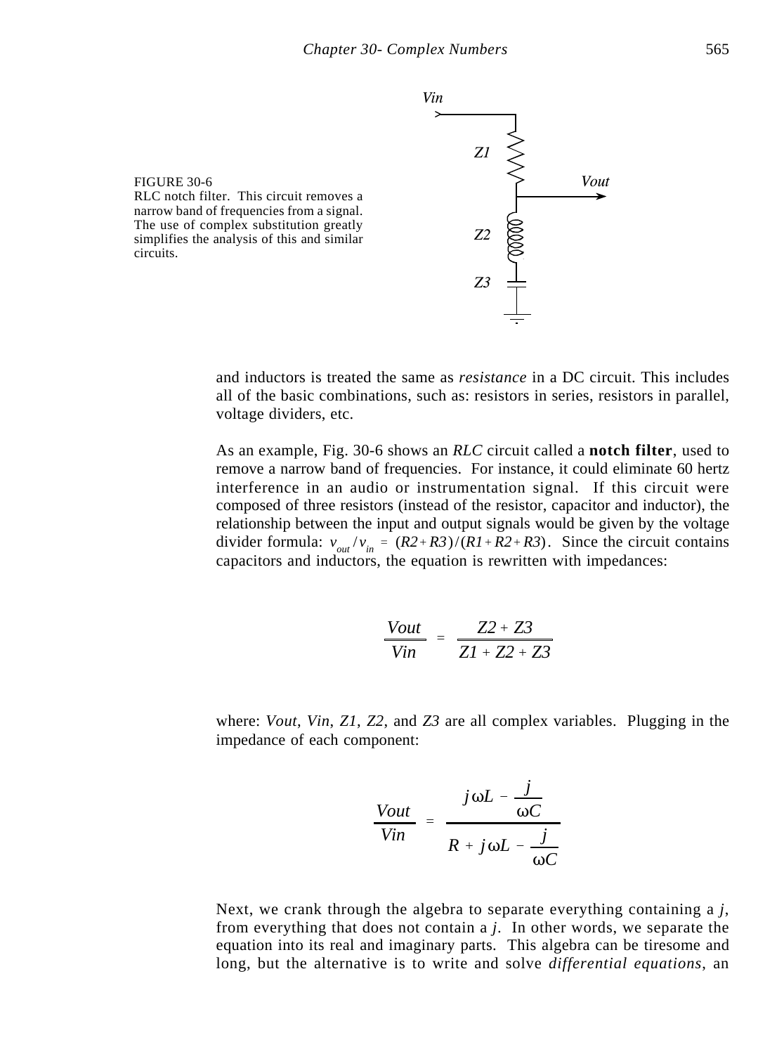FIGURE 30-6
RLC notch filter. This circuit removes a narrow band of frequencies from a signal. The use of complex substitution greatly simplifies the analysis of this and similar circuits.

and inductors is treated the same as *resistance* in a DC circuit. This includes all of the basic combinations, such as: resistors in series, resistors in parallel, voltage dividers, etc.

As an example, Fig. 30-6 shows an *RLC* circuit called a **notch filter**, used to remove a narrow band of frequencies. For instance, it could eliminate 60 hertz interference in an audio or instrumentation signal. If this circuit were composed of three resistors (instead of the resistor, capacitor and inductor), the relationship between the input and output signals would be given by the voltage divider formula: $v_{out} / v_{in} = (R2 + R3)/(R1 + R2 + R3)$. Since the circuit contains capacitors and inductors, the equation is rewritten with impedances:

$$\frac{Vout}{Vin} = \frac{Z2 + Z3}{Z1 + Z2 + Z3}$$

where: *Vout*, *Vin*, *Z1*, *Z2*, and *Z3* are all complex variables. Plugging in the impedance of each component:

$$\frac{Vout}{Vin} = \frac{j\omega L - \dfrac{j}{\omega C}}{R + j\omega L - \dfrac{j}{\omega C}}$$

Next, we crank through the algebra to separate everything containing a *j*, from everything that does not contain a *j*. In other words, we separate the equation into its real and imaginary parts. This algebra can be tiresome and long, but the alternative is to write and solve *differential equations*, an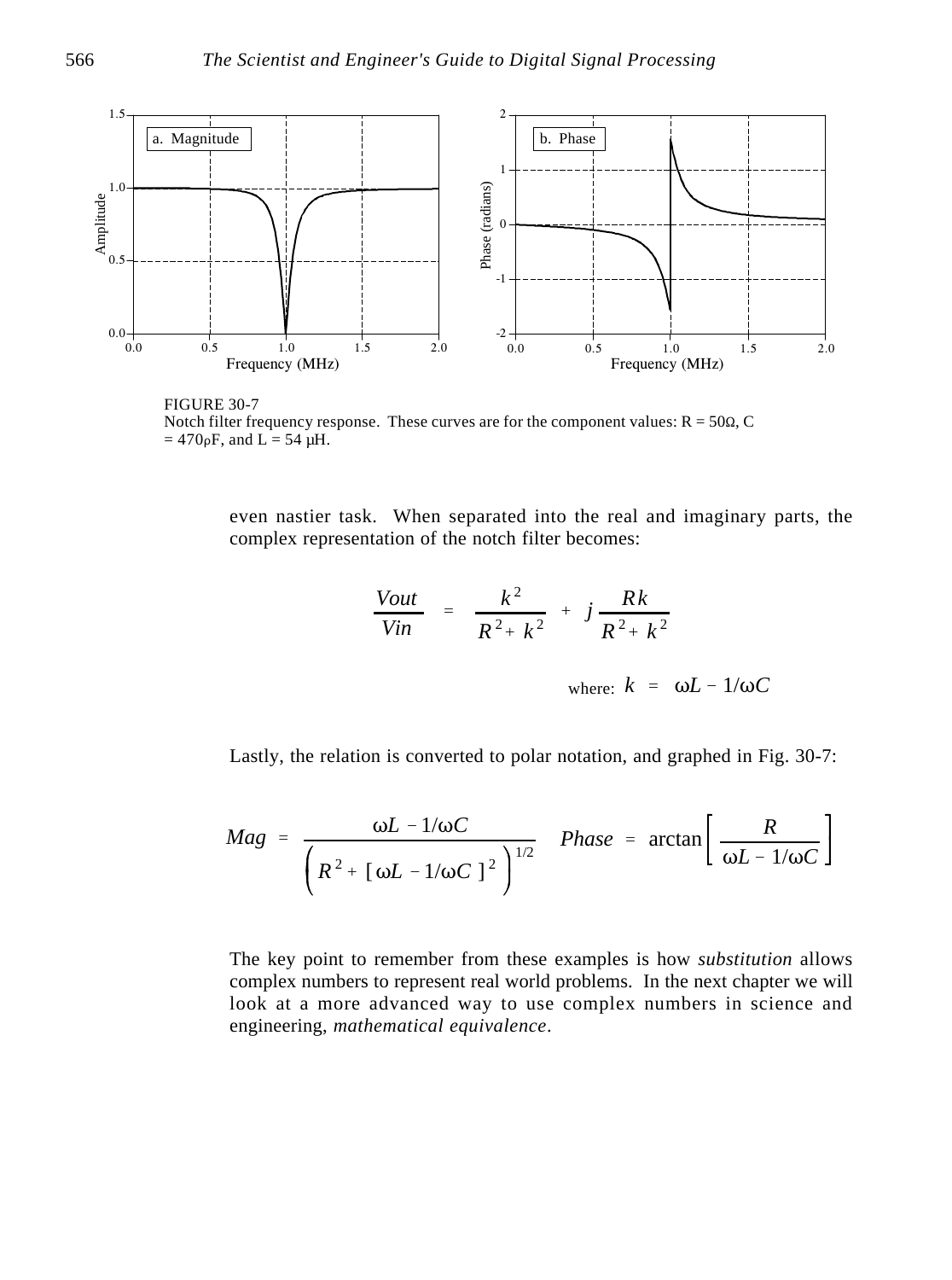a. Magnitude

1.5
1.0
0.5
0.0

Amplitude

0.0 0.5 1.0 1.5 2.0

Frequency (MHz)

b. Phase

2
1
0
-1
-2

Phase (radians)

0.0 0.5 1.0 1.5 2.0

Frequency (MHz)

FIGURE 30-7
Notch filter frequency response. These curves are for the component values: R = 50Ω, C = 470ρF, and L = 54 μH.

even nastier task. When separated into the real and imaginary parts, the complex representation of the notch filter becomes:

$$\frac{Vout}{Vin} = \frac{k^2}{R^2 + k^2} + j\frac{Rk}{R^2 + k^2}$$

$$\text{where: } k = \omega L - 1/\omega C$$

Lastly, the relation is converted to polar notation, and graphed in Fig. 30-7:

$$Mag = \frac{\omega L - 1/\omega C}{\left( R^2 + [\,\omega L - 1/\omega C\,]^2 \right)^{1/2}} \qquad Phase = \arctan\left[ \frac{R}{\omega L - 1/\omega C} \right]$$

The key point to remember from these examples is how *substitution* allows complex numbers to represent real world problems. In the next chapter we will look at a more advanced way to use complex numbers in science and engineering, *mathematical equivalence*.